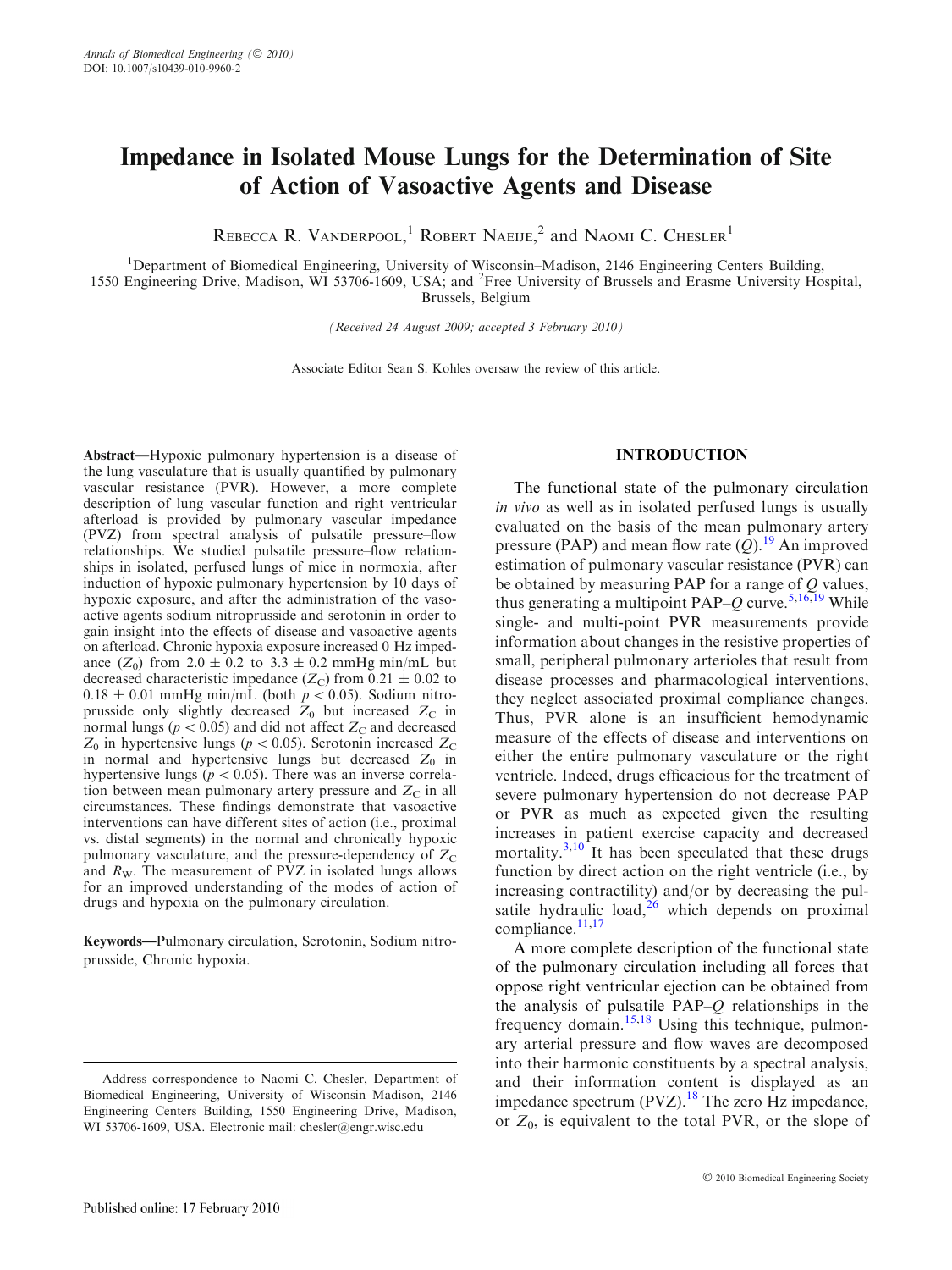# Impedance in Isolated Mouse Lungs for the Determination of Site of Action of Vasoactive Agents and Disease

Rebecca R. Vanderpool,[1] Robert Naeije,[2] and Naomi C. Chesler[1]

[1]Department of Biomedical Engineering, University of Wisconsin–Madison, 2146 Engineering Centers Building, 1550 Engineering Drive, Madison, WI 53706-1609, USA; and [2]Free University of Brussels and Erasme University Hospital, Brussels, Belgium

*(Received 24 August 2009; accepted 3 February 2010)*

Associate Editor Sean S. Kohles oversaw the review of this article.

**Abstract**—Hypoxic pulmonary hypertension is a disease of the lung vasculature that is usually quantified by pulmonary vascular resistance (PVR). However, a more complete description of lung vascular function and right ventricular afterload is provided by pulmonary vascular impedance (PVZ) from spectral analysis of pulsatile pressure–flow relationships. We studied pulsatile pressure–flow relationships in isolated, perfused lungs of mice in normoxia, after induction of hypoxic pulmonary hypertension by 10 days of hypoxic exposure, and after the administration of the vasoactive agents sodium nitroprusside and serotonin in order to gain insight into the effects of disease and vasoactive agents on afterload. Chronic hypoxia exposure increased 0 Hz impedance ($Z_0$) from $2.0 \pm 0.2$ to $3.3 \pm 0.2$ mmHg min/mL but decreased characteristic impedance ($Z_C$) from $0.21 \pm 0.02$ to $0.18 \pm 0.01$ mmHg min/mL (both $p < 0.05$). Sodium nitroprusside only slightly decreased $Z_0$ but increased $Z_C$ in normal lungs ($p < 0.05$) and did not affect $Z_C$ and decreased $Z_0$ in hypertensive lungs ($p < 0.05$). Serotonin increased $Z_C$ in normal and hypertensive lungs but decreased $Z_0$ in hypertensive lungs ($p < 0.05$). There was an inverse correlation between mean pulmonary artery pressure and $Z_C$ in all circumstances. These findings demonstrate that vasoactive interventions can have different sites of action (i.e., proximal vs. distal segments) in the normal and chronically hypoxic pulmonary vasculature, and the pressure-dependency of $Z_C$ and $R_W$. The measurement of PVZ in isolated lungs allows for an improved understanding of the modes of action of drugs and hypoxia on the pulmonary circulation.

**Keywords**—Pulmonary circulation, Serotonin, Sodium nitroprusside, Chronic hypoxia.

Address correspondence to Naomi C. Chesler, Department of Biomedical Engineering, University of Wisconsin–Madison, 2146 Engineering Centers Building, 1550 Engineering Drive, Madison, WI 53706-1609, USA. Electronic mail: chesler@engr.wisc.edu

## INTRODUCTION

The functional state of the pulmonary circulation *in vivo* as well as in isolated perfused lungs is usually evaluated on the basis of the mean pulmonary artery pressure (PAP) and mean flow rate ($Q$).[19] An improved estimation of pulmonary vascular resistance (PVR) can be obtained by measuring PAP for a range of $Q$ values, thus generating a multipoint PAP–$Q$ curve.[5,16,19] While single- and multi-point PVR measurements provide information about changes in the resistive properties of small, peripheral pulmonary arterioles that result from disease processes and pharmacological interventions, they neglect associated proximal compliance changes. Thus, PVR alone is an insufficient hemodynamic measure of the effects of disease and interventions on either the entire pulmonary vasculature or the right ventricle. Indeed, drugs efficacious for the treatment of severe pulmonary hypertension do not decrease PAP or PVR as much as expected given the resulting increases in patient exercise capacity and decreased mortality.[3,10] It has been speculated that these drugs function by direct action on the right ventricle (i.e., by increasing contractility) and/or by decreasing the pulsatile hydraulic load,[26] which depends on proximal compliance.[11,17]

A more complete description of the functional state of the pulmonary circulation including all forces that oppose right ventricular ejection can be obtained from the analysis of pulsatile PAP–$Q$ relationships in the frequency domain.[15,18] Using this technique, pulmonary arterial pressure and flow waves are decomposed into their harmonic constituents by a spectral analysis, and their information content is displayed as an impedance spectrum (PVZ).[18] The zero Hz impedance, or $Z_0$, is equivalent to the total PVR, or the slope of

Published online: 17 February 2010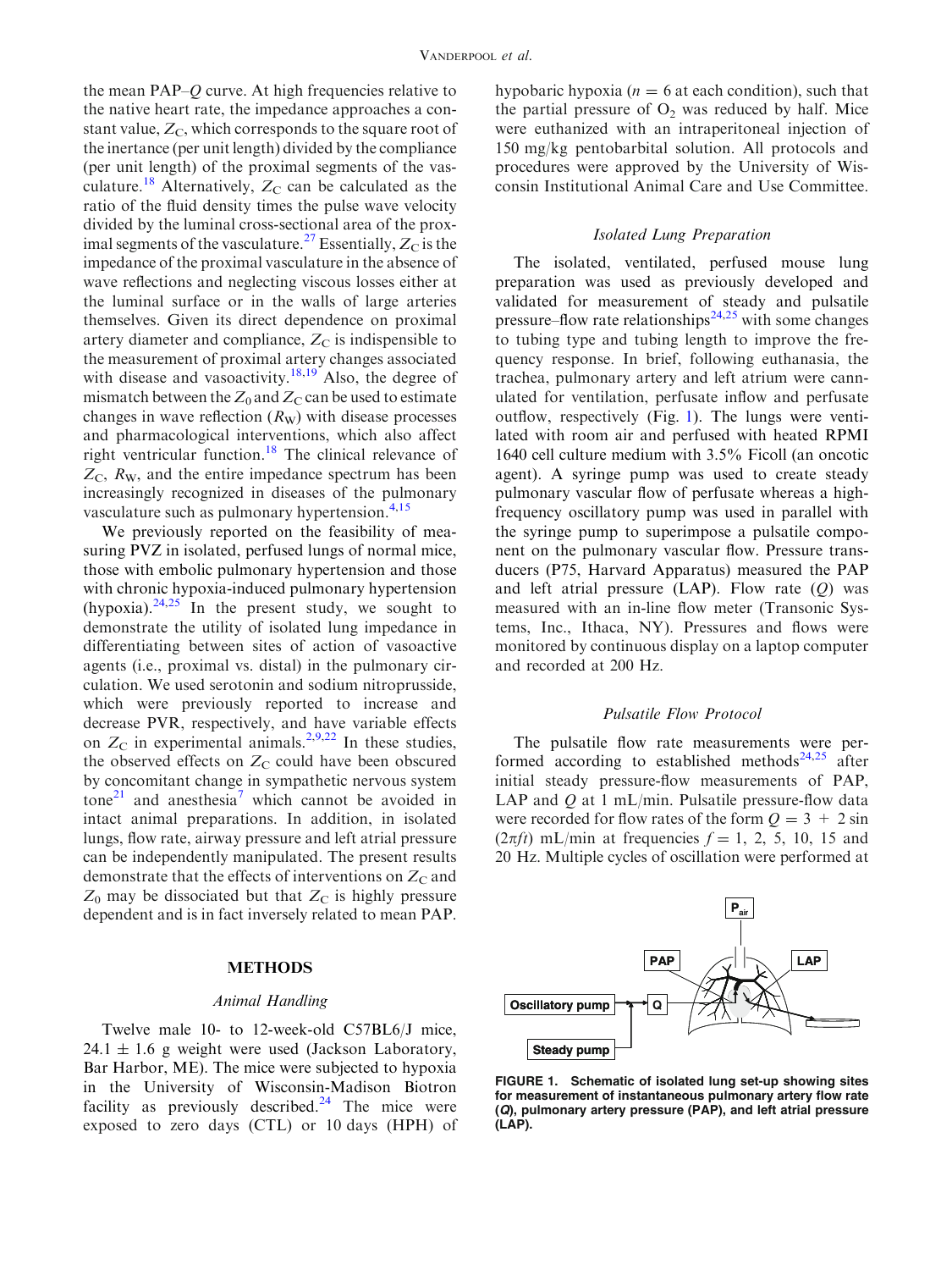the mean PAP–$Q$ curve. At high frequencies relative to the native heart rate, the impedance approaches a constant value, $Z_C$, which corresponds to the square root of the inertance (per unit length) divided by the compliance (per unit length) of the proximal segments of the vasculature.[18] Alternatively, $Z_C$ can be calculated as the ratio of the fluid density times the pulse wave velocity divided by the luminal cross-sectional area of the proximal segments of the vasculature.[27] Essentially, $Z_C$ is the impedance of the proximal vasculature in the absence of wave reflections and neglecting viscous losses either at the luminal surface or in the walls of large arteries themselves. Given its direct dependence on proximal artery diameter and compliance, $Z_C$ is indispensible to the measurement of proximal artery changes associated with disease and vasoactivity.[18,19] Also, the degree of mismatch between the $Z_0$ and $Z_C$ can be used to estimate changes in wave reflection ($R_W$) with disease processes and pharmacological interventions, which also affect right ventricular function.[18] The clinical relevance of $Z_C$, $R_W$, and the entire impedance spectrum has been increasingly recognized in diseases of the pulmonary vasculature such as pulmonary hypertension.[4,15]

We previously reported on the feasibility of measuring PVZ in isolated, perfused lungs of normal mice, those with embolic pulmonary hypertension and those with chronic hypoxia-induced pulmonary hypertension (hypoxia).[24,25] In the present study, we sought to demonstrate the utility of isolated lung impedance in differentiating between sites of action of vasoactive agents (i.e., proximal vs. distal) in the pulmonary circulation. We used serotonin and sodium nitroprusside, which were previously reported to increase and decrease PVR, respectively, and have variable effects on $Z_C$ in experimental animals.[2,9,22] In these studies, the observed effects on $Z_C$ could have been obscured by concomitant change in sympathetic nervous system tone[21] and anesthesia[7] which cannot be avoided in intact animal preparations. In addition, in isolated lungs, flow rate, airway pressure and left atrial pressure can be independently manipulated. The present results demonstrate that the effects of interventions on $Z_C$ and $Z_0$ may be dissociated but that $Z_C$ is highly pressure dependent and is in fact inversely related to mean PAP.

## METHODS

### Animal Handling

Twelve male 10- to 12-week-old C57BL6/J mice, 24.1 ± 1.6 g weight were used (Jackson Laboratory, Bar Harbor, ME). The mice were subjected to hypoxia in the University of Wisconsin-Madison Biotron facility as previously described.[24] The mice were exposed to zero days (CTL) or 10 days (HPH) of hypobaric hypoxia ($n = 6$ at each condition), such that the partial pressure of $O_2$ was reduced by half. Mice were euthanized with an intraperitoneal injection of 150 mg/kg pentobarbital solution. All protocols and procedures were approved by the University of Wisconsin Institutional Animal Care and Use Committee.

### Isolated Lung Preparation

The isolated, ventilated, perfused mouse lung preparation was used as previously developed and validated for measurement of steady and pulsatile pressure–flow rate relationships[24,25] with some changes to tubing type and tubing length to improve the frequency response. In brief, following euthanasia, the trachea, pulmonary artery and left atrium were cannulated for ventilation, perfusate inflow and perfusate outflow, respectively (Fig. 1). The lungs were ventilated with room air and perfused with heated RPMI 1640 cell culture medium with 3.5% Ficoll (an oncotic agent). A syringe pump was used to create steady pulmonary vascular flow of perfusate whereas a high-frequency oscillatory pump was used in parallel with the syringe pump to superimpose a pulsatile component on the pulmonary vascular flow. Pressure transducers (P75, Harvard Apparatus) measured the PAP and left atrial pressure (LAP). Flow rate ($Q$) was measured with an in-line flow meter (Transonic Systems, Inc., Ithaca, NY). Pressures and flows were monitored by continuous display on a laptop computer and recorded at 200 Hz.

### Pulsatile Flow Protocol

The pulsatile flow rate measurements were performed according to established methods[24,25] after initial steady pressure-flow measurements of PAP, LAP and $Q$ at 1 mL/min. Pulsatile pressure-flow data were recorded for flow rates of the form $Q = 3 + 2 \sin(2\pi f t)$ mL/min at frequencies $f = 1$, 2, 5, 10, 15 and 20 Hz. Multiple cycles of oscillation were performed at

**FIGURE 1. Schematic of isolated lung set-up showing sites for measurement of instantaneous pulmonary artery flow rate (*Q*), pulmonary artery pressure (PAP), and left atrial pressure (LAP).**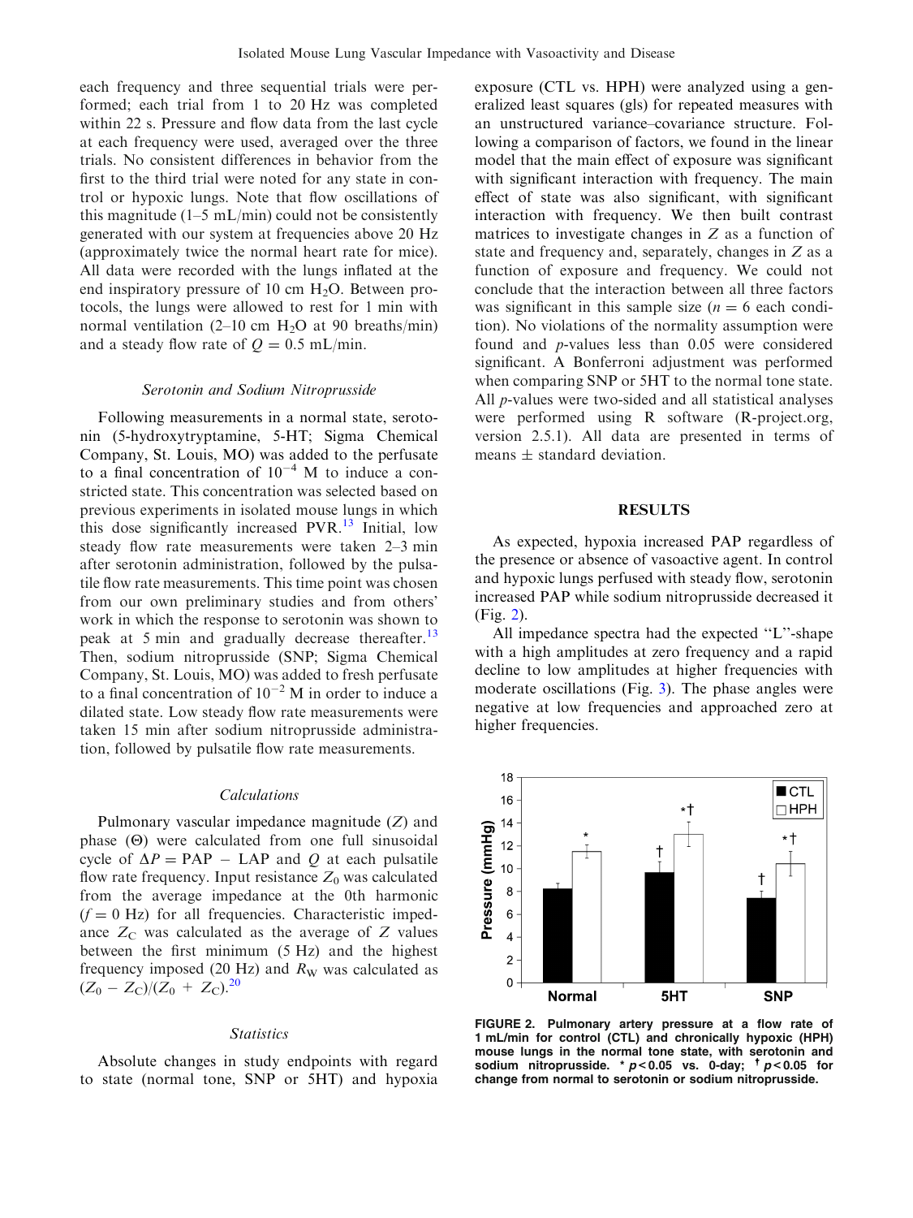each frequency and three sequential trials were performed; each trial from 1 to 20 Hz was completed within 22 s. Pressure and flow data from the last cycle at each frequency were used, averaged over the three trials. No consistent differences in behavior from the first to the third trial were noted for any state in control or hypoxic lungs. Note that flow oscillations of this magnitude (1–5 mL/min) could not be consistently generated with our system at frequencies above 20 Hz (approximately twice the normal heart rate for mice). All data were recorded with the lungs inflated at the end inspiratory pressure of 10 cm $H_2O$. Between protocols, the lungs were allowed to rest for 1 min with normal ventilation (2–10 cm $H_2O$ at 90 breaths/min) and a steady flow rate of $Q = 0.5$ mL/min.

### *Serotonin and Sodium Nitroprusside*

Following measurements in a normal state, serotonin (5-hydroxytryptamine, 5-HT; Sigma Chemical Company, St. Louis, MO) was added to the perfusate to a final concentration of $10^{-4}$ M to induce a constricted state. This concentration was selected based on previous experiments in isolated mouse lungs in which this dose significantly increased PVR.[13] Initial, low steady flow rate measurements were taken 2–3 min after serotonin administration, followed by the pulsatile flow rate measurements. This time point was chosen from our own preliminary studies and from others' work in which the response to serotonin was shown to peak at 5 min and gradually decrease thereafter.[13] Then, sodium nitroprusside (SNP; Sigma Chemical Company, St. Louis, MO) was added to fresh perfusate to a final concentration of $10^{-2}$ M in order to induce a dilated state. Low steady flow rate measurements were taken 15 min after sodium nitroprusside administration, followed by pulsatile flow rate measurements.

### *Calculations*

Pulmonary vascular impedance magnitude ($Z$) and phase ($\Theta$) were calculated from one full sinusoidal cycle of $\Delta P = \text{PAP} - \text{LAP}$ and $Q$ at each pulsatile flow rate frequency. Input resistance $Z_0$ was calculated from the average impedance at the 0th harmonic ($f = 0$ Hz) for all frequencies. Characteristic impedance $Z_C$ was calculated as the average of $Z$ values between the first minimum (5 Hz) and the highest frequency imposed (20 Hz) and $R_W$ was calculated as $(Z_0 - Z_C)/(Z_0 + Z_C)$.[20]

### *Statistics*

Absolute changes in study endpoints with regard to state (normal tone, SNP or 5HT) and hypoxia exposure (CTL vs. HPH) were analyzed using a generalized least squares (gls) for repeated measures with an unstructured variance–covariance structure. Following a comparison of factors, we found in the linear model that the main effect of exposure was significant with significant interaction with frequency. The main effect of state was also significant, with significant interaction with frequency. We then built contrast matrices to investigate changes in $Z$ as a function of state and frequency and, separately, changes in $Z$ as a function of exposure and frequency. We could not conclude that the interaction between all three factors was significant in this sample size ($n = 6$ each condition). No violations of the normality assumption were found and $p$-values less than 0.05 were considered significant. A Bonferroni adjustment was performed when comparing SNP or 5HT to the normal tone state. All $p$-values were two-sided and all statistical analyses were performed using R software (R-project.org, version 2.5.1). All data are presented in terms of means $\pm$ standard deviation.

## RESULTS

As expected, hypoxia increased PAP regardless of the presence or absence of vasoactive agent. In control and hypoxic lungs perfused with steady flow, serotonin increased PAP while sodium nitroprusside decreased it (Fig. 2).

All impedance spectra had the expected "L"-shape with a high amplitudes at zero frequency and a rapid decline to low amplitudes at higher frequencies with moderate oscillations (Fig. 3). The phase angles were negative at low frequencies and approached zero at higher frequencies.

**FIGURE 2. Pulmonary artery pressure at a flow rate of 1 mL/min for control (CTL) and chronically hypoxic (HPH) mouse lungs in the normal tone state, with serotonin and sodium nitroprusside. * $p < 0.05$ vs. 0-day; † $p < 0.05$ for change from normal to serotonin or sodium nitroprusside.**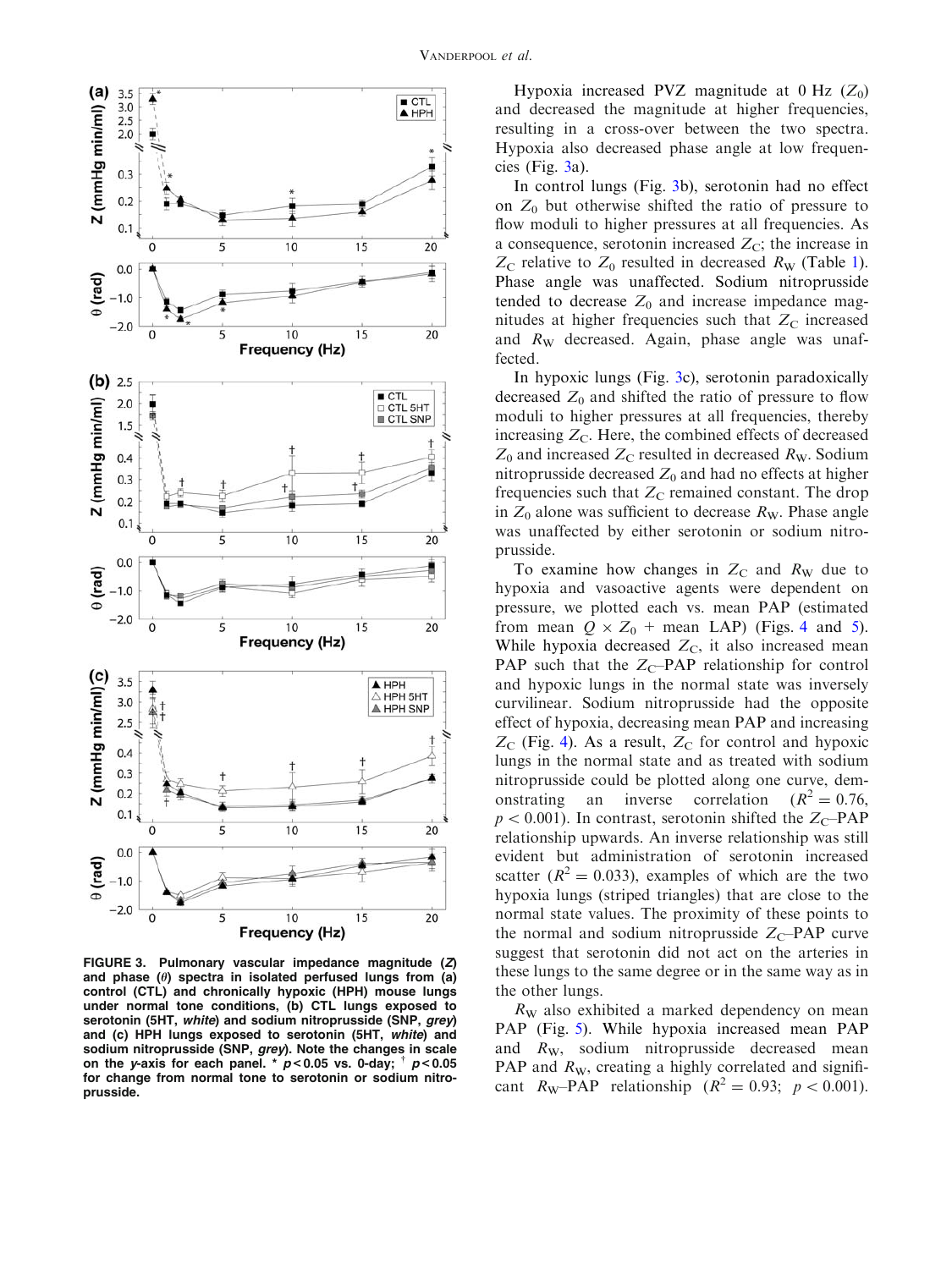FIGURE 3. Pulmonary vascular impedance magnitude (*Z*) and phase (*θ*) spectra in isolated perfused lungs from (a) control (CTL) and chronically hypoxic (HPH) mouse lungs under normal tone conditions, (b) CTL lungs exposed to serotonin (5HT, *white*) and sodium nitroprusside (SNP, *grey*) and (c) HPH lungs exposed to serotonin (5HT, *white*) and sodium nitroprusside (SNP, *grey*). Note the changes in scale on the *y*-axis for each panel. * $p < 0.05$ vs. 0-day; † $p < 0.05$ for change from normal tone to serotonin or sodium nitroprusside.

Hypoxia increased PVZ magnitude at 0 Hz ($Z_0$) and decreased the magnitude at higher frequencies, resulting in a cross-over between the two spectra. Hypoxia also decreased phase angle at low frequencies (Fig. 3a).

In control lungs (Fig. 3b), serotonin had no effect on $Z_0$ but otherwise shifted the ratio of pressure to flow moduli to higher pressures at all frequencies. As a consequence, serotonin increased $Z_C$; the increase in $Z_C$ relative to $Z_0$ resulted in decreased $R_W$ (Table 1). Phase angle was unaffected. Sodium nitroprusside tended to decrease $Z_0$ and increase impedance magnitudes at higher frequencies such that $Z_C$ increased and $R_W$ decreased. Again, phase angle was unaffected.

In hypoxic lungs (Fig. 3c), serotonin paradoxically decreased $Z_0$ and shifted the ratio of pressure to flow moduli to higher pressures at all frequencies, thereby increasing $Z_C$. Here, the combined effects of decreased $Z_0$ and increased $Z_C$ resulted in decreased $R_W$. Sodium nitroprusside decreased $Z_0$ and had no effects at higher frequencies such that $Z_C$ remained constant. The drop in $Z_0$ alone was sufficient to decrease $R_W$. Phase angle was unaffected by either serotonin or sodium nitroprusside.

To examine how changes in $Z_C$ and $R_W$ due to hypoxia and vasoactive agents were dependent on pressure, we plotted each vs. mean PAP (estimated from mean $Q \times Z_0$ + mean LAP) (Figs. 4 and 5). While hypoxia decreased $Z_C$, it also increased mean PAP such that the $Z_C$–PAP relationship for control and hypoxic lungs in the normal state was inversely curvilinear. Sodium nitroprusside had the opposite effect of hypoxia, decreasing mean PAP and increasing $Z_C$ (Fig. 4). As a result, $Z_C$ for control and hypoxic lungs in the normal state and as treated with sodium nitroprusside could be plotted along one curve, demonstrating an inverse correlation ($R^2 = 0.76$, $p < 0.001$). In contrast, serotonin shifted the $Z_C$–PAP relationship upwards. An inverse relationship was still evident but administration of serotonin increased scatter ($R^2 = 0.033$), examples of which are the two hypoxia lungs (striped triangles) that are close to the normal state values. The proximity of these points to the normal and sodium nitroprusside $Z_C$–PAP curve suggest that serotonin did not act on the arteries in these lungs to the same degree or in the same way as in the other lungs.

$R_W$ also exhibited a marked dependency on mean PAP (Fig. 5). While hypoxia increased mean PAP and $R_W$, sodium nitroprusside decreased mean PAP and $R_W$, creating a highly correlated and significant $R_W$–PAP relationship ($R^2 = 0.93$; $p < 0.001$).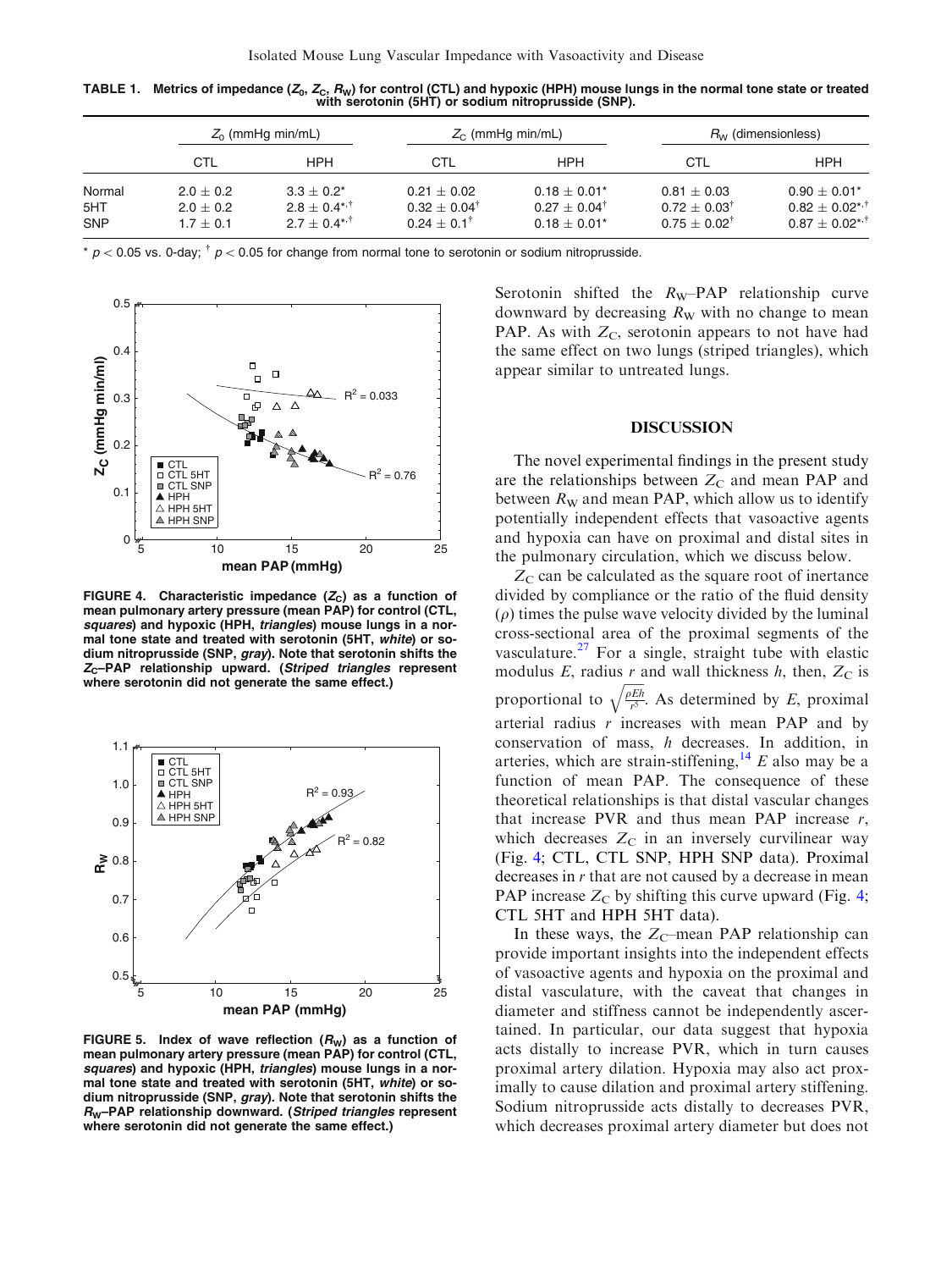TABLE 1. Metrics of impedance ($Z_0$, $Z_C$, $R_W$) for control (CTL) and hypoxic (HPH) mouse lungs in the normal tone state or treated with serotonin (5HT) or sodium nitroprusside (SNP).

| | $Z_0$ (mmHg min/mL) | | $Z_C$ (mmHg min/mL) | | $R_W$ (dimensionless) | |
|---|---|---|---|---|---|---|
| | CTL | HPH | CTL | HPH | CTL | HPH |
| Normal | 2.0 ± 0.2 | 3.3 ± 0.2* | 0.21 ± 0.02 | 0.18 ± 0.01* | 0.81 ± 0.03 | 0.90 ± 0.01* |
| 5HT | 2.0 ± 0.2 | 2.8 ± 0.4*,† | 0.32 ± 0.04† | 0.27 ± 0.04† | 0.72 ± 0.03† | 0.82 ± 0.02*,† |
| SNP | 1.7 ± 0.1 | 2.7 ± 0.4*,† | 0.24 ± 0.1† | 0.18 ± 0.01* | 0.75 ± 0.02† | 0.87 ± 0.02*,† |

* $p < 0.05$ vs. 0-day; † $p < 0.05$ for change from normal tone to serotonin or sodium nitroprusside.

**FIGURE 4. Characteristic impedance ($Z_C$) as a function of mean pulmonary artery pressure (mean PAP) for control (CTL, *squares*) and hypoxic (HPH, *triangles*) mouse lungs in a normal tone state and treated with serotonin (5HT, *white*) or sodium nitroprusside (SNP, *gray*). Note that serotonin shifts the $Z_C$–PAP relationship upward. (*Striped triangles* represent where serotonin did not generate the same effect.)**

**FIGURE 5. Index of wave reflection ($R_W$) as a function of mean pulmonary artery pressure (mean PAP) for control (CTL, *squares*) and hypoxic (HPH, *triangles*) mouse lungs in a normal tone state and treated with serotonin (5HT, *white*) or sodium nitroprusside (SNP, *gray*). Note that serotonin shifts the $R_W$–PAP relationship downward. (*Striped triangles* represent where serotonin did not generate the same effect.)**

Serotonin shifted the $R_W$–PAP relationship curve downward by decreasing $R_W$ with no change to mean PAP. As with $Z_C$, serotonin appears to not have had the same effect on two lungs (striped triangles), which appear similar to untreated lungs.

## DISCUSSION

The novel experimental findings in the present study are the relationships between $Z_C$ and mean PAP and between $R_W$ and mean PAP, which allow us to identify potentially independent effects that vasoactive agents and hypoxia can have on proximal and distal sites in the pulmonary circulation, which we discuss below.

$Z_C$ can be calculated as the square root of inertance divided by compliance or the ratio of the fluid density ($\rho$) times the pulse wave velocity divided by the luminal cross-sectional area of the proximal segments of the vasculature.[27] For a single, straight tube with elastic modulus $E$, radius $r$ and wall thickness $h$, then, $Z_C$ is proportional to $\sqrt{\frac{\rho E h}{r^5}}$. As determined by $E$, proximal arterial radius $r$ increases with mean PAP and by conservation of mass, $h$ decreases. In addition, in arteries, which are strain-stiffening,[14] $E$ also may be a function of mean PAP. The consequence of these theoretical relationships is that distal vascular changes that increase PVR and thus mean PAP increase $r$, which decreases $Z_C$ in an inversely curvilinear way (Fig. 4; CTL, CTL SNP, HPH SNP data). Proximal decreases in $r$ that are not caused by a decrease in mean PAP increase $Z_C$ by shifting this curve upward (Fig. 4; CTL 5HT and HPH 5HT data).

In these ways, the $Z_C$–mean PAP relationship can provide important insights into the independent effects of vasoactive agents and hypoxia on the proximal and distal vasculature, with the caveat that changes in diameter and stiffness cannot be independently ascertained. In particular, our data suggest that hypoxia acts distally to increase PVR, which in turn causes proximal artery dilation. Hypoxia may also act proximally to cause dilation and proximal artery stiffening. Sodium nitroprusside acts distally to decreases PVR, which decreases proximal artery diameter but does not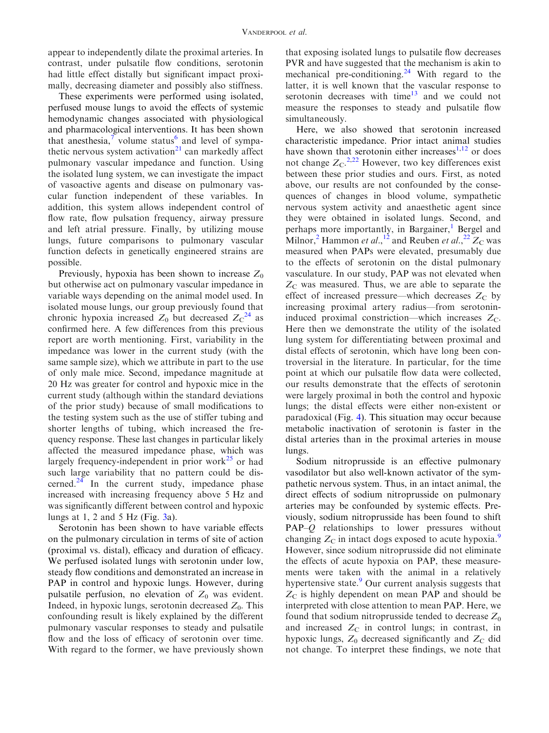appear to independently dilate the proximal arteries. In contrast, under pulsatile flow conditions, serotonin had little effect distally but significant impact proximally, decreasing diameter and possibly also stiffness.

These experiments were performed using isolated, perfused mouse lungs to avoid the effects of systemic hemodynamic changes associated with physiological and pharmacological interventions. It has been shown that anesthesia,[7] volume status[6] and level of sympathetic nervous system activation[21] can markedly affect pulmonary vascular impedance and function. Using the isolated lung system, we can investigate the impact of vasoactive agents and disease on pulmonary vascular function independent of these variables. In addition, this system allows independent control of flow rate, flow pulsation frequency, airway pressure and left atrial pressure. Finally, by utilizing mouse lungs, future comparisons to pulmonary vascular function defects in genetically engineered strains are possible.

Previously, hypoxia has been shown to increase $Z_0$ but otherwise act on pulmonary vascular impedance in variable ways depending on the animal model used. In isolated mouse lungs, our group previously found that chronic hypoxia increased $Z_0$ but decreased $Z_C$[24] as confirmed here. A few differences from this previous report are worth mentioning. First, variability in the impedance was lower in the current study (with the same sample size), which we attribute in part to the use of only male mice. Second, impedance magnitude at 20 Hz was greater for control and hypoxic mice in the current study (although within the standard deviations of the prior study) because of small modifications to the testing system such as the use of stiffer tubing and shorter lengths of tubing, which increased the frequency response. These last changes in particular likely affected the measured impedance phase, which was largely frequency-independent in prior work[25] or had such large variability that no pattern could be discerned.[24] In the current study, impedance phase increased with increasing frequency above 5 Hz and was significantly different between control and hypoxic lungs at 1, 2 and 5 Hz (Fig. 3a).

Serotonin has been shown to have variable effects on the pulmonary circulation in terms of site of action (proximal vs. distal), efficacy and duration of efficacy. We perfused isolated lungs with serotonin under low, steady flow conditions and demonstrated an increase in PAP in control and hypoxic lungs. However, during pulsatile perfusion, no elevation of $Z_0$ was evident. Indeed, in hypoxic lungs, serotonin decreased $Z_0$. This confounding result is likely explained by the different pulmonary vascular responses to steady and pulsatile flow and the loss of efficacy of serotonin over time. With regard to the former, we have previously shown that exposing isolated lungs to pulsatile flow decreases PVR and have suggested that the mechanism is akin to mechanical pre-conditioning.[24] With regard to the latter, it is well known that the vascular response to serotonin decreases with time[13] and we could not measure the responses to steady and pulsatile flow simultaneously.

Here, we also showed that serotonin increased characteristic impedance. Prior intact animal studies have shown that serotonin either increases[1,12] or does not change $Z_C$.[2,22] However, two key differences exist between these prior studies and ours. First, as noted above, our results are not confounded by the consequences of changes in blood volume, sympathetic nervous system activity and anaesthetic agent since they were obtained in isolated lungs. Second, and perhaps more importantly, in Bargainer,[1] Bergel and Milnor,[2] Hammon *et al.*,[12] and Reuben *et al.*,[22] $Z_C$ was measured when PAPs were elevated, presumably due to the effects of serotonin on the distal pulmonary vasculature. In our study, PAP was not elevated when $Z_C$ was measured. Thus, we are able to separate the effect of increased pressure—which decreases $Z_C$ by increasing proximal artery radius—from serotonin-induced proximal constriction—which increases $Z_C$. Here then we demonstrate the utility of the isolated lung system for differentiating between proximal and distal effects of serotonin, which have long been controversial in the literature. In particular, for the time point at which our pulsatile flow data were collected, our results demonstrate that the effects of serotonin were largely proximal in both the control and hypoxic lungs; the distal effects were either non-existent or paradoxical (Fig. 4). This situation may occur because metabolic inactivation of serotonin is faster in the distal arteries than in the proximal arteries in mouse lungs.

Sodium nitroprusside is an effective pulmonary vasodilator but also well-known activator of the sympathetic nervous system. Thus, in an intact animal, the direct effects of sodium nitroprusside on pulmonary arteries may be confounded by systemic effects. Previously, sodium nitroprusside has been found to shift PAP–$Q$ relationships to lower pressures without changing $Z_C$ in intact dogs exposed to acute hypoxia.[9] However, since sodium nitroprusside did not eliminate the effects of acute hypoxia on PAP, these measurements were taken with the animal in a relatively hypertensive state.[9] Our current analysis suggests that $Z_C$ is highly dependent on mean PAP and should be interpreted with close attention to mean PAP. Here, we found that sodium nitroprusside tended to decrease $Z_0$ and increased $Z_C$ in control lungs; in contrast, in hypoxic lungs, $Z_0$ decreased significantly and $Z_C$ did not change. To interpret these findings, we note that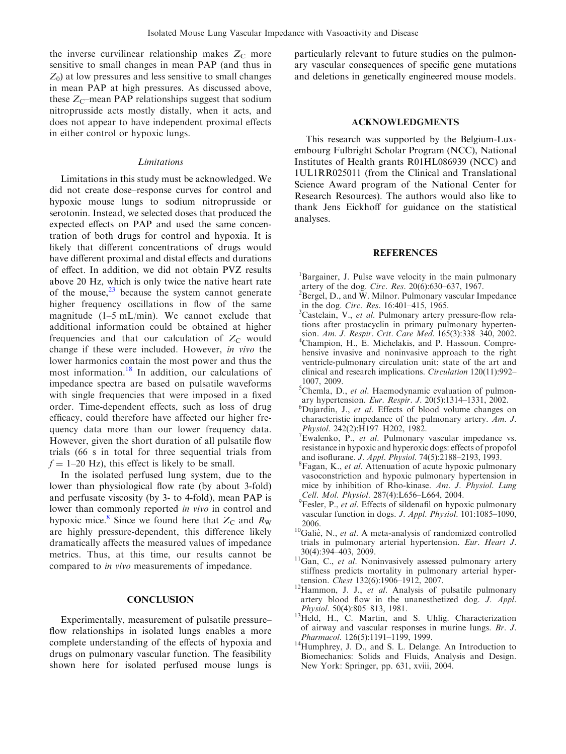the inverse curvilinear relationship makes $Z_C$ more sensitive to small changes in mean PAP (and thus in $Z_0$) at low pressures and less sensitive to small changes in mean PAP at high pressures. As discussed above, these $Z_C$–mean PAP relationships suggest that sodium nitroprusside acts mostly distally, when it acts, and does not appear to have independent proximal effects in either control or hypoxic lungs.

### *Limitations*

Limitations in this study must be acknowledged. We did not create dose–response curves for control and hypoxic mouse lungs to sodium nitroprusside or serotonin. Instead, we selected doses that produced the expected effects on PAP and used the same concentration of both drugs for control and hypoxia. It is likely that different concentrations of drugs would have different proximal and distal effects and durations of effect. In addition, we did not obtain PVZ results above 20 Hz, which is only twice the native heart rate of the mouse,[23] because the system cannot generate higher frequency oscillations in flow of the same magnitude (1–5 mL/min). We cannot exclude that additional information could be obtained at higher frequencies and that our calculation of $Z_C$ would change if these were included. However, *in vivo* the lower harmonics contain the most power and thus the most information.[18] In addition, our calculations of impedance spectra are based on pulsatile waveforms with single frequencies that were imposed in a fixed order. Time-dependent effects, such as loss of drug efficacy, could therefore have affected our higher frequency data more than our lower frequency data. However, given the short duration of all pulsatile flow trials (66 s in total for three sequential trials from $f = 1$–20 Hz), this effect is likely to be small.

In the isolated perfused lung system, due to the lower than physiological flow rate (by about 3-fold) and perfusate viscosity (by 3- to 4-fold), mean PAP is lower than commonly reported *in vivo* in control and hypoxic mice.[8] Since we found here that $Z_C$ and $R_W$ are highly pressure-dependent, this difference likely dramatically affects the measured values of impedance metrics. Thus, at this time, our results cannot be compared to *in vivo* measurements of impedance.

## CONCLUSION

Experimentally, measurement of pulsatile pressure–flow relationships in isolated lungs enables a more complete understanding of the effects of hypoxia and drugs on pulmonary vascular function. The feasibility shown here for isolated perfused mouse lungs is particularly relevant to future studies on the pulmonary vascular consequences of specific gene mutations and deletions in genetically engineered mouse models.

## ACKNOWLEDGMENTS

This research was supported by the Belgium-Luxembourg Fulbright Scholar Program (NCC), National Institutes of Health grants R01HL086939 (NCC) and 1UL1RR025011 (from the Clinical and Translational Science Award program of the National Center for Research Resources). The authors would also like to thank Jens Eickhoff for guidance on the statistical analyses.

## REFERENCES

[1] Bargainer, J. Pulse wave velocity in the main pulmonary artery of the dog. *Circ. Res.* 20(6):630–637, 1967.

[2] Bergel, D., and W. Milnor. Pulmonary vascular Impedance in the dog. *Circ. Res.* 16:401–415, 1965.

[3] Castelain, V., *et al.* Pulmonary artery pressure-flow relations after prostacyclin in primary pulmonary hypertension. *Am. J. Respir. Crit. Care Med.* 165(3):338–340, 2002.

[4] Champion, H., E. Michelakis, and P. Hassoun. Comprehensive invasive and noninvasive approach to the right ventricle-pulmonary circulation unit: state of the art and clinical and research implications. *Circulation* 120(11):992–1007, 2009.

[5] Chemla, D., *et al.* Haemodynamic evaluation of pulmonary hypertension. *Eur. Respir. J.* 20(5):1314–1331, 2002.

[6] Dujardin, J., *et al.* Effects of blood volume changes on characteristic impedance of the pulmonary artery. *Am. J. Physiol.* 242(2):H197–H202, 1982.

[7] Ewalenko, P., *et al.* Pulmonary vascular impedance vs. resistance in hypoxic and hyperoxic dogs: effects of propofol and isoflurane. *J. Appl. Physiol.* 74(5):2188–2193, 1993.

[8] Fagan, K., *et al.* Attenuation of acute hypoxic pulmonary vasoconstriction and hypoxic pulmonary hypertension in mice by inhibition of Rho-kinase. *Am. J. Physiol. Lung Cell. Mol. Physiol.* 287(4):L656–L664, 2004.

[9] Fesler, P., *et al.* Effects of sildenafil on hypoxic pulmonary vascular function in dogs. *J. Appl. Physiol.* 101:1085–1090, 2006.

[10] Galiè, N., *et al.* A meta-analysis of randomized controlled trials in pulmonary arterial hypertension. *Eur. Heart J.* 30(4):394–403, 2009.

[11] Gan, C., *et al.* Noninvasively assessed pulmonary artery stiffness predicts mortality in pulmonary arterial hypertension. *Chest* 132(6):1906–1912, 2007.

[12] Hammon, J. J., *et al.* Analysis of pulsatile pulmonary artery blood flow in the unanesthetized dog. *J. Appl. Physiol.* 50(4):805–813, 1981.

[13] Held, H., C. Martin, and S. Uhlig. Characterization of airway and vascular responses in murine lungs. *Br. J. Pharmacol.* 126(5):1191–1199, 1999.

[14] Humphrey, J. D., and S. L. Delange. An Introduction to Biomechanics: Solids and Fluids, Analysis and Design. New York: Springer, pp. 631, xviii, 2004.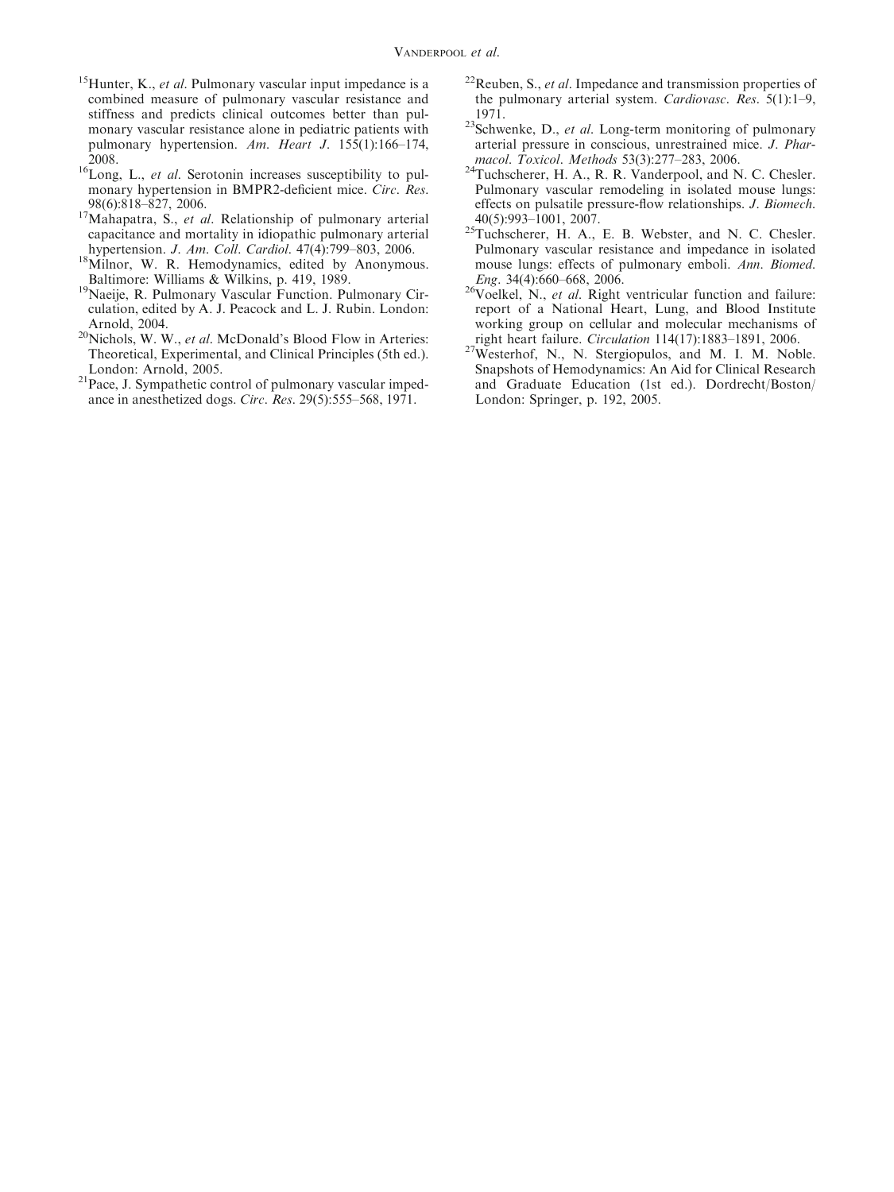[15]Hunter, K., *et al*. Pulmonary vascular input impedance is a combined measure of pulmonary vascular resistance and stiffness and predicts clinical outcomes better than pulmonary vascular resistance alone in pediatric patients with pulmonary hypertension. *Am. Heart J*. 155(1):166–174, 2008.

[16]Long, L., *et al*. Serotonin increases susceptibility to pulmonary hypertension in BMPR2-deficient mice. *Circ. Res*. 98(6):818–827, 2006.

[17]Mahapatra, S., *et al*. Relationship of pulmonary arterial capacitance and mortality in idiopathic pulmonary arterial hypertension. *J. Am. Coll. Cardiol*. 47(4):799–803, 2006.

[18]Milnor, W. R. Hemodynamics, edited by Anonymous. Baltimore: Williams & Wilkins, p. 419, 1989.

[19]Naeije, R. Pulmonary Vascular Function. Pulmonary Circulation, edited by A. J. Peacock and L. J. Rubin. London: Arnold, 2004.

[20]Nichols, W. W., *et al*. McDonald's Blood Flow in Arteries: Theoretical, Experimental, and Clinical Principles (5th ed.). London: Arnold, 2005.

[21]Pace, J. Sympathetic control of pulmonary vascular impedance in anesthetized dogs. *Circ. Res*. 29(5):555–568, 1971.

[22]Reuben, S., *et al*. Impedance and transmission properties of the pulmonary arterial system. *Cardiovasc. Res*. 5(1):1–9, 1971.

[23]Schwenke, D., *et al*. Long-term monitoring of pulmonary arterial pressure in conscious, unrestrained mice. *J. Pharmacol. Toxicol. Methods* 53(3):277–283, 2006.

[24]Tuchscherer, H. A., R. R. Vanderpool, and N. C. Chesler. Pulmonary vascular remodeling in isolated mouse lungs: effects on pulsatile pressure-flow relationships. *J. Biomech*. 40(5):993–1001, 2007.

[25]Tuchscherer, H. A., E. B. Webster, and N. C. Chesler. Pulmonary vascular resistance and impedance in isolated mouse lungs: effects of pulmonary emboli. *Ann. Biomed. Eng*. 34(4):660–668, 2006.

[26]Voelkel, N., *et al*. Right ventricular function and failure: report of a National Heart, Lung, and Blood Institute working group on cellular and molecular mechanisms of right heart failure. *Circulation* 114(17):1883–1891, 2006.

[27]Westerhof, N., N. Stergiopulos, and M. I. M. Noble. Snapshots of Hemodynamics: An Aid for Clinical Research and Graduate Education (1st ed.). Dordrecht/Boston/London: Springer, p. 192, 2005.